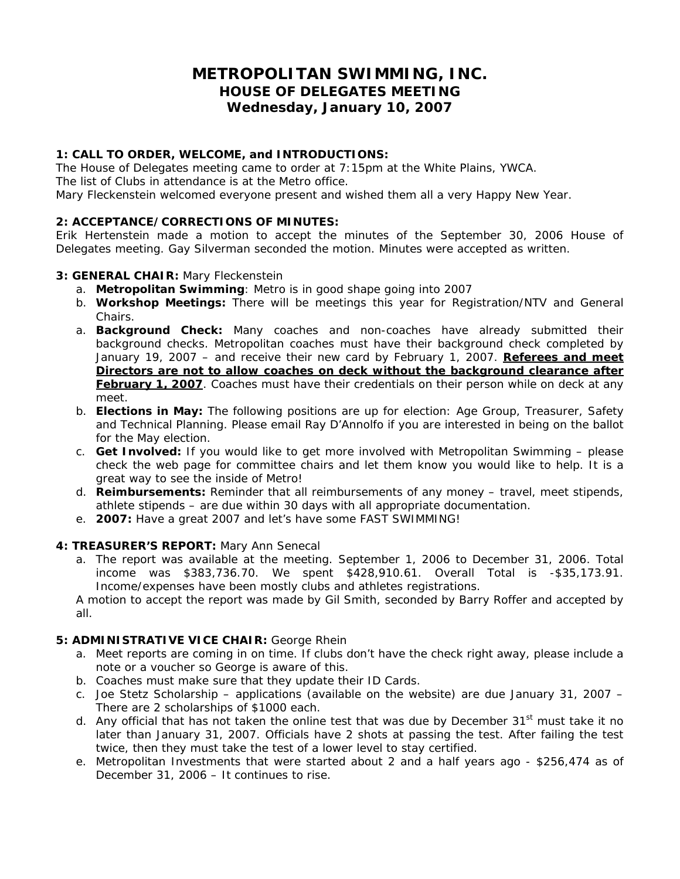# METROPOLITAN SWIMMING, INC.
## HOUSE OF DELEGATES MEETING
## Wednesday, January 10, 2007

**1: CALL TO ORDER, WELCOME, and INTRODUCTIONS:**
The House of Delegates meeting came to order at 7:15pm at the White Plains, YWCA.
The list of Clubs in attendance is at the Metro office.
Mary Fleckenstein welcomed everyone present and wished them all a very Happy New Year.

**2: ACCEPTANCE/CORRECTIONS OF MINUTES:**
Erik Hertenstein made a motion to accept the minutes of the September 30, 2006 House of Delegates meeting. Gay Silverman seconded the motion. Minutes were accepted as written.

**3: GENERAL CHAIR:** Mary Fleckenstein

a. **Metropolitan Swimming**: Metro is in good shape going into 2007
b. **Workshop Meetings:** There will be meetings this year for Registration/NTV and General Chairs.
a. **Background Check:** Many coaches and non-coaches have already submitted their background checks. Metropolitan coaches must have their background check completed by January 19, 2007 – and receive their new card by February 1, 2007. **Referees and meet Directors are not to allow coaches on deck without the background clearance after February 1, 2007**. Coaches must have their credentials on their person while on deck at any meet.
b. **Elections in May:** The following positions are up for election: Age Group, Treasurer, Safety and Technical Planning. Please email Ray D'Annolfo if you are interested in being on the ballot for the May election.
c. **Get Involved:** If you would like to get more involved with Metropolitan Swimming – please check the web page for committee chairs and let them know you would like to help. It is a great way to see the inside of Metro!
d. **Reimbursements:** Reminder that all reimbursements of any money – travel, meet stipends, athlete stipends – are due within 30 days with all appropriate documentation.
e. **2007:** Have a great 2007 and let's have some FAST SWIMMING!

**4: TREASURER'S REPORT:** Mary Ann Senecal

a. The report was available at the meeting. September 1, 2006 to December 31, 2006. Total income was $383,736.70. We spent $428,910.61. Overall Total is -$35,173.91. Income/expenses have been mostly clubs and athletes registrations.

A motion to accept the report was made by Gil Smith, seconded by Barry Roffer and accepted by all.

**5: ADMINISTRATIVE VICE CHAIR:** George Rhein

a. Meet reports are coming in on time. If clubs don't have the check right away, please include a note or a voucher so George is aware of this.
b. Coaches must make sure that they update their ID Cards.
c. Joe Stetz Scholarship – applications (available on the website) are due January 31, 2007 – There are 2 scholarships of $1000 each.
d. Any official that has not taken the online test that was due by December 31st must take it no later than January 31, 2007. Officials have 2 shots at passing the test. After failing the test twice, then they must take the test of a lower level to stay certified.
e. Metropolitan Investments that were started about 2 and a half years ago - $256,474 as of December 31, 2006 – It continues to rise.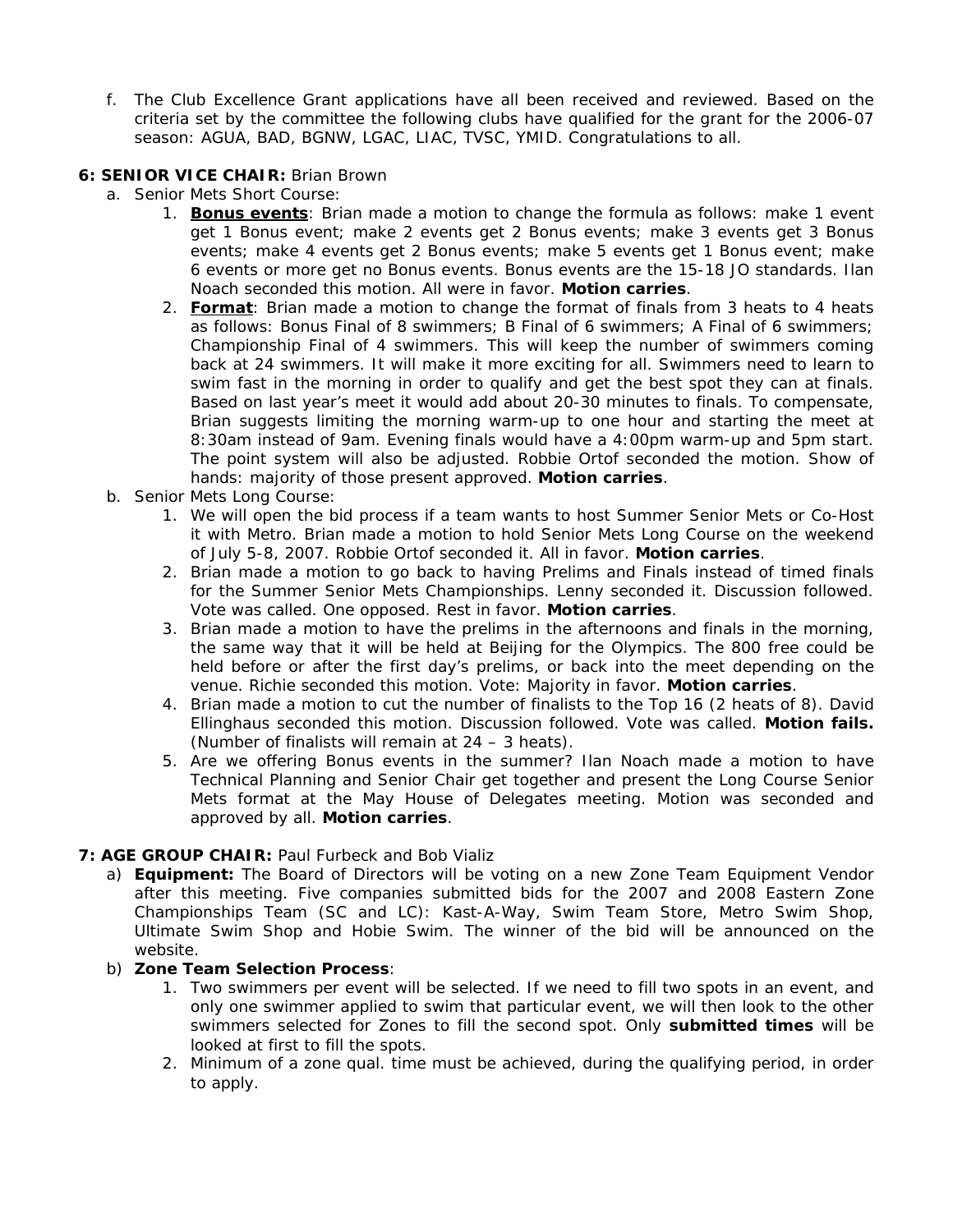f. The Club Excellence Grant applications have all been received and reviewed. Based on the criteria set by the committee the following clubs have qualified for the grant for the 2006-07 season: AGUA, BAD, BGNW, LGAC, LIAC, TVSC, YMID. Congratulations to all.

**6: SENIOR VICE CHAIR:** Brian Brown

a. Senior Mets Short Course:
   1. **Bonus events**: Brian made a motion to change the formula as follows: make 1 event get 1 Bonus event; make 2 events get 2 Bonus events; make 3 events get 3 Bonus events; make 4 events get 2 Bonus events; make 5 events get 1 Bonus event; make 6 events or more get no Bonus events. Bonus events are the 15-18 JO standards. Ilan Noach seconded this motion. All were in favor. **Motion carries**.
   2. **Format**: Brian made a motion to change the format of finals from 3 heats to 4 heats as follows: Bonus Final of 8 swimmers; B Final of 6 swimmers; A Final of 6 swimmers; Championship Final of 4 swimmers. This will keep the number of swimmers coming back at 24 swimmers. It will make it more exciting for all. Swimmers need to learn to swim fast in the morning in order to qualify and get the best spot they can at finals. Based on last year's meet it would add about 20-30 minutes to finals. To compensate, Brian suggests limiting the morning warm-up to one hour and starting the meet at 8:30am instead of 9am. Evening finals would have a 4:00pm warm-up and 5pm start. The point system will also be adjusted. Robbie Ortof seconded the motion. Show of hands: majority of those present approved. **Motion carries**.

b. Senior Mets Long Course:
   1. We will open the bid process if a team wants to host Summer Senior Mets or Co-Host it with Metro. Brian made a motion to hold Senior Mets Long Course on the weekend of July 5-8, 2007. Robbie Ortof seconded it. All in favor. **Motion carries**.
   2. Brian made a motion to go back to having Prelims and Finals instead of timed finals for the Summer Senior Mets Championships. Lenny seconded it. Discussion followed. Vote was called. One opposed. Rest in favor. **Motion carries**.
   3. Brian made a motion to have the prelims in the afternoons and finals in the morning, the same way that it will be held at Beijing for the Olympics. The 800 free could be held before or after the first day's prelims, or back into the meet depending on the venue. Richie seconded this motion. Vote: Majority in favor. **Motion carries**.
   4. Brian made a motion to cut the number of finalists to the Top 16 (2 heats of 8). David Ellinghaus seconded this motion. Discussion followed. Vote was called. **Motion fails.** (Number of finalists will remain at 24 – 3 heats).
   5. Are we offering Bonus events in the summer? Ilan Noach made a motion to have Technical Planning and Senior Chair get together and present the Long Course Senior Mets format at the May House of Delegates meeting. Motion was seconded and approved by all. **Motion carries**.

**7: AGE GROUP CHAIR:** Paul Furbeck and Bob Vializ

a) **Equipment:** The Board of Directors will be voting on a new Zone Team Equipment Vendor after this meeting. Five companies submitted bids for the 2007 and 2008 Eastern Zone Championships Team (SC and LC): Kast-A-Way, Swim Team Store, Metro Swim Shop, Ultimate Swim Shop and Hobie Swim. The winner of the bid will be announced on the website.

b) **Zone Team Selection Process**:
   1. Two swimmers per event will be selected. If we need to fill two spots in an event, and only one swimmer applied to swim that particular event, we will then look to the other swimmers selected for Zones to fill the second spot. Only **submitted times** will be looked at first to fill the spots.
   2. Minimum of a zone qual. time must be achieved, during the qualifying period, in order to apply.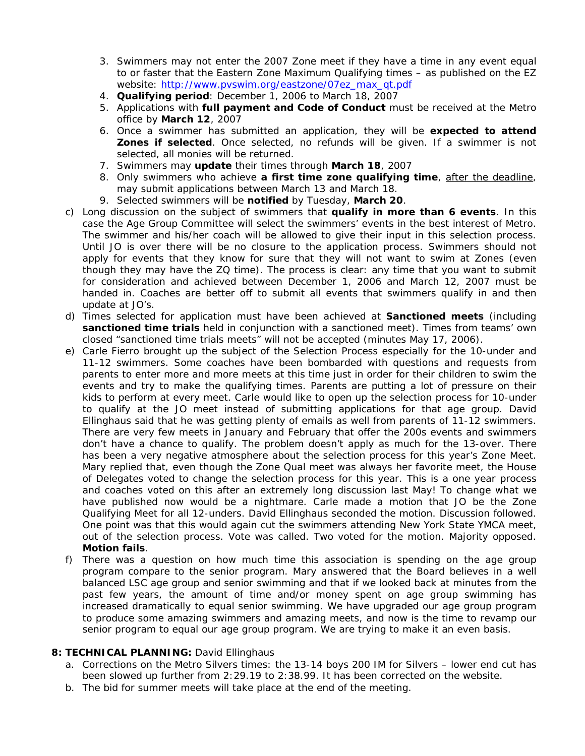3. Swimmers may not enter the 2007 Zone meet if they have a time in any event equal to or faster that the Eastern Zone Maximum Qualifying times – as published on the EZ website: http://www.pvswim.org/eastzone/07ez_max_qt.pdf
4. **Qualifying period**: December 1, 2006 to March 18, 2007
5. Applications with **full payment and Code of Conduct** must be received at the Metro office by **March 12**, 2007
6. Once a swimmer has submitted an application, they will be **expected to attend Zones if selected**. Once selected, no refunds will be given. If a swimmer is not selected, all monies will be returned.
7. Swimmers may **update** their times through **March 18**, 2007
8. Only swimmers who achieve **a first time zone qualifying time**, after the deadline, may submit applications between March 13 and March 18.
9. Selected swimmers will be **notified** by Tuesday, **March 20**.

c) Long discussion on the subject of swimmers that **qualify in more than 6 events**. In this case the Age Group Committee will select the swimmers' events in the best interest of Metro. The swimmer and his/her coach will be allowed to give their input in this selection process. Until JO is over there will be no closure to the application process. Swimmers should not apply for events that they know for sure that they will not want to swim at Zones (even though they may have the ZQ time). The process is clear: any time that you want to submit for consideration and achieved between December 1, 2006 and March 12, 2007 must be handed in. Coaches are better off to submit all events that swimmers qualify in and then update at JO's.

d) Times selected for application must have been achieved at **Sanctioned meets** (including **sanctioned time trials** held in conjunction with a sanctioned meet). Times from teams' own closed "sanctioned time trials meets" will not be accepted (minutes May 17, 2006).

e) Carle Fierro brought up the subject of the Selection Process especially for the 10-under and 11-12 swimmers. Some coaches have been bombarded with questions and requests from parents to enter more and more meets at this time just in order for their children to swim the events and try to make the qualifying times. Parents are putting a lot of pressure on their kids to perform at every meet. Carle would like to open up the selection process for 10-under to qualify at the JO meet instead of submitting applications for that age group. David Ellinghaus said that he was getting plenty of emails as well from parents of 11-12 swimmers. There are very few meets in January and February that offer the 200s events and swimmers don't have a chance to qualify. The problem doesn't apply as much for the 13-over. There has been a very negative atmosphere about the selection process for this year's Zone Meet. Mary replied that, even though the Zone Qual meet was always her favorite meet, the House of Delegates voted to change the selection process for this year. This is a one year process and coaches voted on this after an extremely long discussion last May! To change what we have published now would be a nightmare. Carle made a motion that JO be the Zone Qualifying Meet for all 12-unders. David Ellinghaus seconded the motion. Discussion followed. One point was that this would again cut the swimmers attending New York State YMCA meet, out of the selection process. Vote was called. Two voted for the motion. Majority opposed. **Motion fails**.

f) There was a question on how much time this association is spending on the age group program compare to the senior program. Mary answered that the Board believes in a well balanced LSC age group and senior swimming and that if we looked back at minutes from the past few years, the amount of time and/or money spent on age group swimming has increased dramatically to equal senior swimming. We have upgraded our age group program to produce some amazing swimmers and amazing meets, and now is the time to revamp our senior program to equal our age group program. We are trying to make it an even basis.

**8: TECHNICAL PLANNING:** David Ellinghaus

a. Corrections on the Metro Silvers times: the 13-14 boys 200 IM for Silvers – lower end cut has been slowed up further from 2:29.19 to 2:38.99. It has been corrected on the website.
b. The bid for summer meets will take place at the end of the meeting.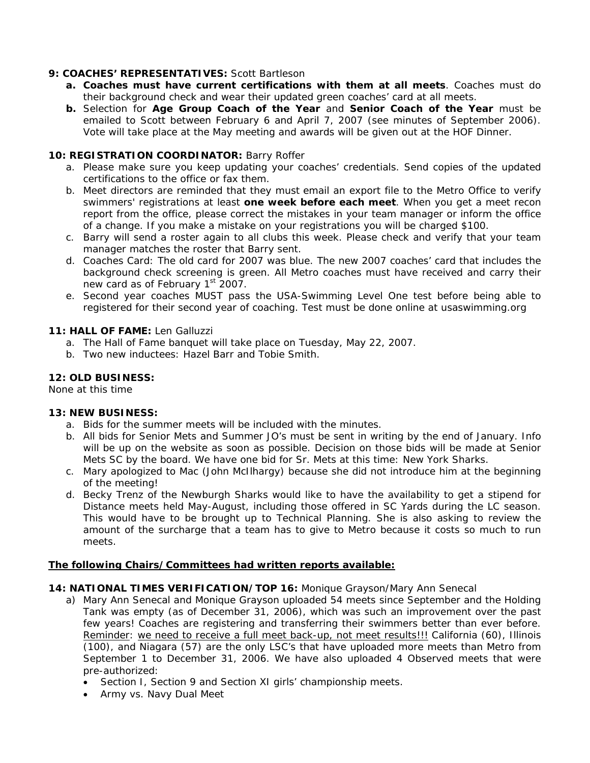**9: COACHES' REPRESENTATIVES:** Scott Bartleson

a. **Coaches must have current certifications with them at all meets**. Coaches must do their background check and wear their updated green coaches' card at all meets.
b. Selection for **Age Group Coach of the Year** and **Senior Coach of the Year** must be emailed to Scott between February 6 and April 7, 2007 (see minutes of September 2006). Vote will take place at the May meeting and awards will be given out at the HOF Dinner.

**10: REGISTRATION COORDINATOR:** Barry Roffer

a. Please make sure you keep updating your coaches' credentials. Send copies of the updated certifications to the office or fax them.
b. Meet directors are reminded that they must email an export file to the Metro Office to verify swimmers' registrations at least **one week before each meet**. When you get a meet recon report from the office, please correct the mistakes in your team manager or inform the office of a change. If you make a mistake on your registrations you will be charged $100.
c. Barry will send a roster again to all clubs this week. Please check and verify that your team manager matches the roster that Barry sent.
d. Coaches Card: The old card for 2007 was blue. The new 2007 coaches' card that includes the background check screening is green. All Metro coaches must have received and carry their new card as of February 1st 2007.
e. Second year coaches MUST pass the USA-Swimming Level One test before being able to registered for their second year of coaching. Test must be done online at usaswimming.org

**11: HALL OF FAME:** Len Galluzzi

a. The Hall of Fame banquet will take place on Tuesday, May 22, 2007.
b. Two new inductees: Hazel Barr and Tobie Smith.

**12: OLD BUSINESS:**

None at this time

**13: NEW BUSINESS:**

a. Bids for the summer meets will be included with the minutes.
b. All bids for Senior Mets and Summer JO's must be sent in writing by the end of January. Info will be up on the website as soon as possible. Decision on those bids will be made at Senior Mets SC by the board. We have one bid for Sr. Mets at this time: New York Sharks.
c. Mary apologized to Mac (John McIlhargy) because she did not introduce him at the beginning of the meeting!
d. Becky Trenz of the Newburgh Sharks would like to have the availability to get a stipend for Distance meets held May-August, including those offered in SC Yards during the LC season. This would have to be brought up to Technical Planning. She is also asking to review the amount of the surcharge that a team has to give to Metro because it costs so much to run meets.

**The following Chairs/Committees had written reports available:**

**14: NATIONAL TIMES VERIFICATION/TOP 16:** Monique Grayson/Mary Ann Senecal

a) Mary Ann Senecal and Monique Grayson uploaded 54 meets since September and the Holding Tank was empty (as of December 31, 2006), which was such an improvement over the past few years! Coaches are registering and transferring their swimmers better than ever before. Reminder: we need to receive a full meet back-up, not meet results!!! California (60), Illinois (100), and Niagara (57) are the only LSC's that have uploaded more meets than Metro from September 1 to December 31, 2006. We have also uploaded 4 Observed meets that were pre-authorized:
   - Section I, Section 9 and Section XI girls' championship meets.
   - Army vs. Navy Dual Meet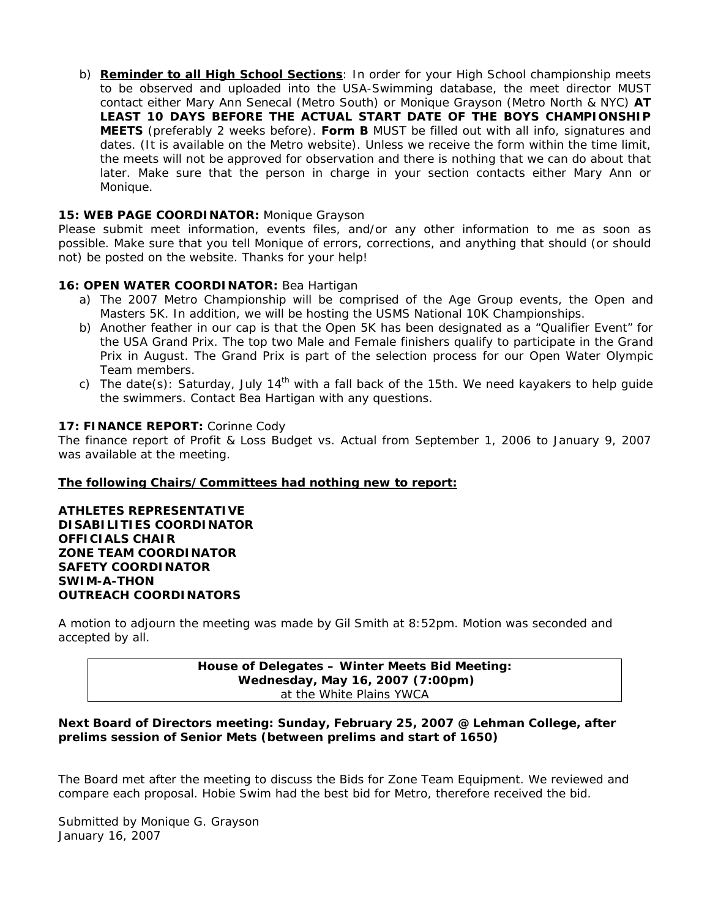b) **<u>Reminder to all High School Sections</u>**: In order for your High School championship meets to be observed and uploaded into the USA-Swimming database, the meet director MUST contact either Mary Ann Senecal (Metro South) or Monique Grayson (Metro North & NYC) **AT LEAST 10 DAYS BEFORE THE ACTUAL START DATE OF THE BOYS CHAMPIONSHIP MEETS** (preferably 2 weeks before). **Form B** MUST be filled out with all info, signatures and dates. (It is available on the Metro website). Unless we receive the form within the time limit, the meets will not be approved for observation and there is nothing that we can do about that later. Make sure that the person in charge in your section contacts either Mary Ann or Monique.

**15: WEB PAGE COORDINATOR:** Monique Grayson
Please submit meet information, events files, and/or any other information to me as soon as possible. Make sure that you tell Monique of errors, corrections, and anything that should (or should not) be posted on the website. Thanks for your help!

**16: OPEN WATER COORDINATOR:** Bea Hartigan

a) The 2007 Metro Championship will be comprised of the Age Group events, the Open and Masters 5K. In addition, we will be hosting the USMS National 10K Championships.
b) Another feather in our cap is that the Open 5K has been designated as a "Qualifier Event" for the USA Grand Prix. The top two Male and Female finishers qualify to participate in the Grand Prix in August. The Grand Prix is part of the selection process for our Open Water Olympic Team members.
c) The date(s): Saturday, July 14th with a fall back of the 15th. We need kayakers to help guide the swimmers. Contact Bea Hartigan with any questions.

**17: FINANCE REPORT:** Corinne Cody
The finance report of Profit & Loss Budget vs. Actual from September 1, 2006 to January 9, 2007 was available at the meeting.

**<u>The following Chairs/Committees had nothing new to report:</u>**

**ATHLETES REPRESENTATIVE**
**DISABILITIES COORDINATOR**
**OFFICIALS CHAIR**
**ZONE TEAM COORDINATOR**
**SAFETY COORDINATOR**
**SWIM-A-THON**
**OUTREACH COORDINATORS**

A motion to adjourn the meeting was made by Gil Smith at 8:52pm. Motion was seconded and accepted by all.

**House of Delegates – Winter Meets Bid Meeting:**
**Wednesday, May 16, 2007 (7:00pm)**
at the White Plains YWCA

**Next Board of Directors meeting: Sunday, February 25, 2007 @ Lehman College, after prelims session of Senior Mets (between prelims and start of 1650)**

The Board met after the meeting to discuss the Bids for Zone Team Equipment. We reviewed and compare each proposal. Hobie Swim had the best bid for Metro, therefore received the bid.

Submitted by Monique G. Grayson
January 16, 2007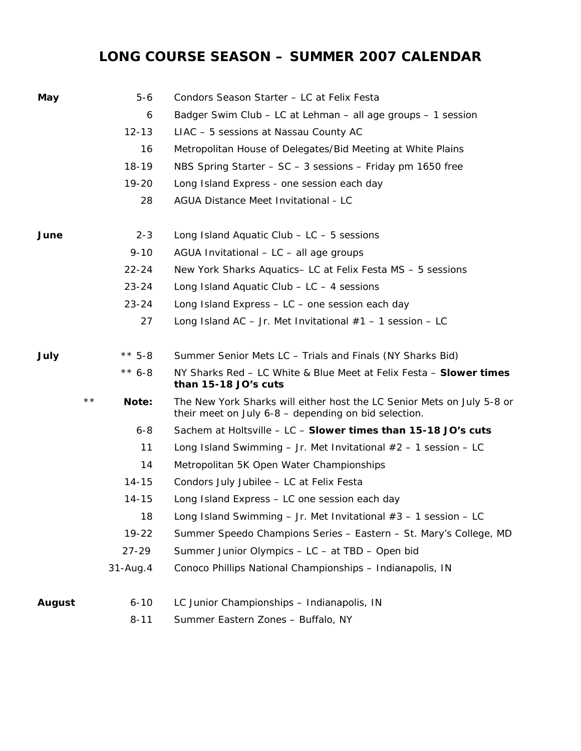# LONG COURSE SEASON – SUMMER 2007 CALENDAR

| | | |
|---|---|---|
| **May** | 5-6 | Condors Season Starter – LC at Felix Festa |
| | 6 | Badger Swim Club – LC at Lehman – all age groups – 1 session |
| | 12-13 | LIAC – 5 sessions at Nassau County AC |
| | 16 | Metropolitan House of Delegates/Bid Meeting at White Plains |
| | 18-19 | NBS Spring Starter – SC – 3 sessions – Friday pm 1650 free |
| | 19-20 | Long Island Express - one session each day |
| | 28 | AGUA Distance Meet Invitational - LC |
| **June** | 2-3 | Long Island Aquatic Club – LC – 5 sessions |
| | 9-10 | AGUA Invitational – LC – all age groups |
| | 22-24 | New York Sharks Aquatics– LC at Felix Festa MS – 5 sessions |
| | 23-24 | Long Island Aquatic Club – LC – 4 sessions |
| | 23-24 | Long Island Express – LC – one session each day |
| | 27 | Long Island AC – Jr. Met Invitational #1 – 1 session – LC |
| **July** | ** 5-8 | Summer Senior Mets LC – Trials and Finals (NY Sharks Bid) |
| | ** 6-8 | NY Sharks Red – LC White & Blue Meet at Felix Festa – **Slower times than 15-18 JO's cuts** |
| ** | **Note:** | The New York Sharks will either host the LC Senior Mets on July 5-8 or their meet on July 6-8 – depending on bid selection. |
| | 6-8 | Sachem at Holtsville – LC – **Slower times than 15-18 JO's cuts** |
| | 11 | Long Island Swimming – Jr. Met Invitational #2 – 1 session – LC |
| | 14 | Metropolitan 5K Open Water Championships |
| | 14-15 | Condors July Jubilee – LC at Felix Festa |
| | 14-15 | Long Island Express – LC one session each day |
| | 18 | Long Island Swimming – Jr. Met Invitational #3 – 1 session – LC |
| | 19-22 | Summer Speedo Champions Series – Eastern – St. Mary's College, MD |
| | 27-29 | Summer Junior Olympics – LC – at TBD – Open bid |
| | 31-Aug.4 | Conoco Phillips National Championships – Indianapolis, IN |
| **August** | 6-10 | LC Junior Championships – Indianapolis, IN |
| | 8-11 | Summer Eastern Zones – Buffalo, NY |